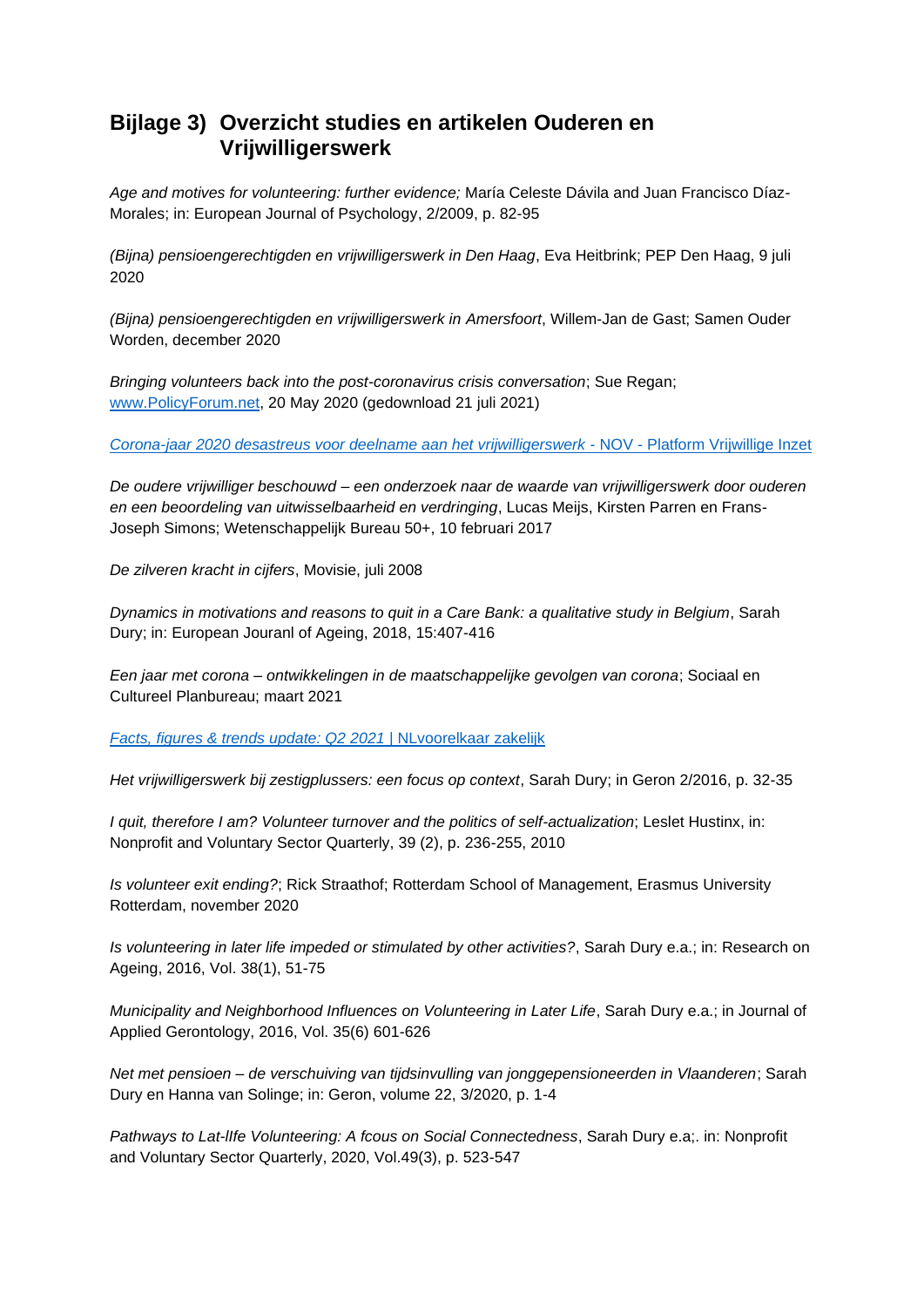## Bijlage 3) Overzicht studies en artikelen Ouderen en Vrijwilligerswerk

*Age and motives for volunteering: further evidence;* María Celeste Dávila and Juan Francisco Díaz-Morales; in: European Journal of Psychology, 2/2009, p. 82-95

*(Bijna) pensioengerechtigden en vrijwilligerswerk in Den Haag*, Eva Heitbrink; PEP Den Haag, 9 juli 2020

*(Bijna) pensioengerechtigden en vrijwilligerswerk in Amersfoort*, Willem-Jan de Gast; Samen Ouder Worden, december 2020

*Bringing volunteers back into the post-coronavirus crisis conversation*; Sue Regan; www.PolicyForum.net, 20 May 2020 (gedownload 21 juli 2021)

*Corona-jaar 2020 desastreus voor deelname aan het vrijwilligerswerk* - NOV - Platform Vrijwillige Inzet

*De oudere vrijwilliger beschouwd – een onderzoek naar de waarde van vrijwilligerswerk door ouderen en een beoordeling van uitwisselbaarheid en verdringing*, Lucas Meijs, Kirsten Parren en Frans-Joseph Simons; Wetenschappelijk Bureau 50+, 10 februari 2017

*De zilveren kracht in cijfers*, Movisie, juli 2008

*Dynamics in motivations and reasons to quit in a Care Bank: a qualitative study in Belgium*, Sarah Dury; in: European Jouranl of Ageing, 2018, 15:407-416

*Een jaar met corona – ontwikkelingen in de maatschappelijke gevolgen van corona*; Sociaal en Cultureel Planbureau; maart 2021

*Facts, figures & trends update: Q2 2021* | NLvoorelkaar zakelijk

*Het vrijwilligerswerk bij zestigplussers: een focus op context*, Sarah Dury; in Geron 2/2016, p. 32-35

*I quit, therefore I am? Volunteer turnover and the politics of self-actualization*; Leslet Hustinx, in: Nonprofit and Voluntary Sector Quarterly, 39 (2), p. 236-255, 2010

*Is volunteer exit ending?*; Rick Straathof; Rotterdam School of Management, Erasmus University Rotterdam, november 2020

*Is volunteering in later life impeded or stimulated by other activities?*, Sarah Dury e.a.; in: Research on Ageing, 2016, Vol. 38(1), 51-75

*Municipality and Neighborhood Influences on Volunteering in Later Life*, Sarah Dury e.a.; in Journal of Applied Gerontology, 2016, Vol. 35(6) 601-626

*Net met pensioen – de verschuiving van tijdsinvulling van jonggepensioneerden in Vlaanderen*; Sarah Dury en Hanna van Solinge; in: Geron, volume 22, 3/2020, p. 1-4

*Pathways to Lat-lIfe Volunteering: A fcous on Social Connectedness*, Sarah Dury e.a;. in: Nonprofit and Voluntary Sector Quarterly, 2020, Vol.49(3), p. 523-547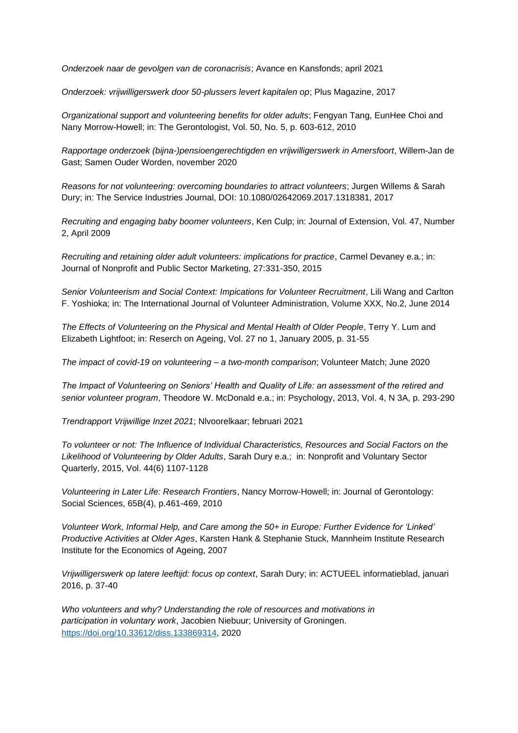*Onderzoek naar de gevolgen van de coronacrisis*; Avance en Kansfonds; april 2021

*Onderzoek: vrijwilligerswerk door 50-plussers levert kapitalen op*; Plus Magazine, 2017

*Organizational support and volunteering benefits for older adults*; Fengyan Tang, EunHee Choi and Nany Morrow-Howell; in: The Gerontologist, Vol. 50, No. 5, p. 603-612, 2010

*Rapportage onderzoek (bijna-)pensioengerechtigden en vrijwilligerswerk in Amersfoort*, Willem-Jan de Gast; Samen Ouder Worden, november 2020

*Reasons for not volunteering: overcoming boundaries to attract volunteers*; Jurgen Willems & Sarah Dury; in: The Service Industries Journal, DOI: 10.1080/02642069.2017.1318381, 2017

*Recruiting and engaging baby boomer volunteers*, Ken Culp; in: Journal of Extension, Vol. 47, Number 2, April 2009

*Recruiting and retaining older adult volunteers: implications for practice*, Carmel Devaney e.a.; in: Journal of Nonprofit and Public Sector Marketing, 27:331-350, 2015

*Senior Volunteerism and Social Context: Impications for Volunteer Recruitment*, Lili Wang and Carlton F. Yoshioka; in: The International Journal of Volunteer Administration, Volume XXX, No.2, June 2014

*The Effects of Volunteering on the Physical and Mental Health of Older People*, Terry Y. Lum and Elizabeth Lightfoot; in: Reserch on Ageing, Vol. 27 no 1, January 2005, p. 31-55

*The impact of covid-19 on volunteering – a two-month comparison*; Volunteer Match; June 2020

*The Impact of Volunteering on Seniors' Health and Quality of Life: an assessment of the retired and senior volunteer program*, Theodore W. McDonald e.a.; in: Psychology, 2013, Vol. 4, N 3A, p. 293-290

*Trendrapport Vrijwillige Inzet 2021*; Nlvoorelkaar; februari 2021

*To volunteer or not: The Influence of Individual Characteristics, Resources and Social Factors on the Likelihood of Volunteering by Older Adults*, Sarah Dury e.a.; in: Nonprofit and Voluntary Sector Quarterly, 2015, Vol. 44(6) 1107-1128

*Volunteering in Later Life: Research Frontiers*, Nancy Morrow-Howell; in: Journal of Gerontology: Social Sciences, 65B(4), p.461-469, 2010

*Volunteer Work, Informal Help, and Care among the 50+ in Europe: Further Evidence for 'Linked' Productive Activities at Older Ages*, Karsten Hank & Stephanie Stuck, Mannheim Institute Research Institute for the Economics of Ageing, 2007

*Vrijwilligerswerk op latere leeftijd: focus op context*, Sarah Dury; in: ACTUEEL informatieblad, januari 2016, p. 37-40

*Who volunteers and why? Understanding the role of resources and motivations in participation in voluntary work*, Jacobien Niebuur; University of Groningen. https://doi.org/10.33612/diss.133869314, 2020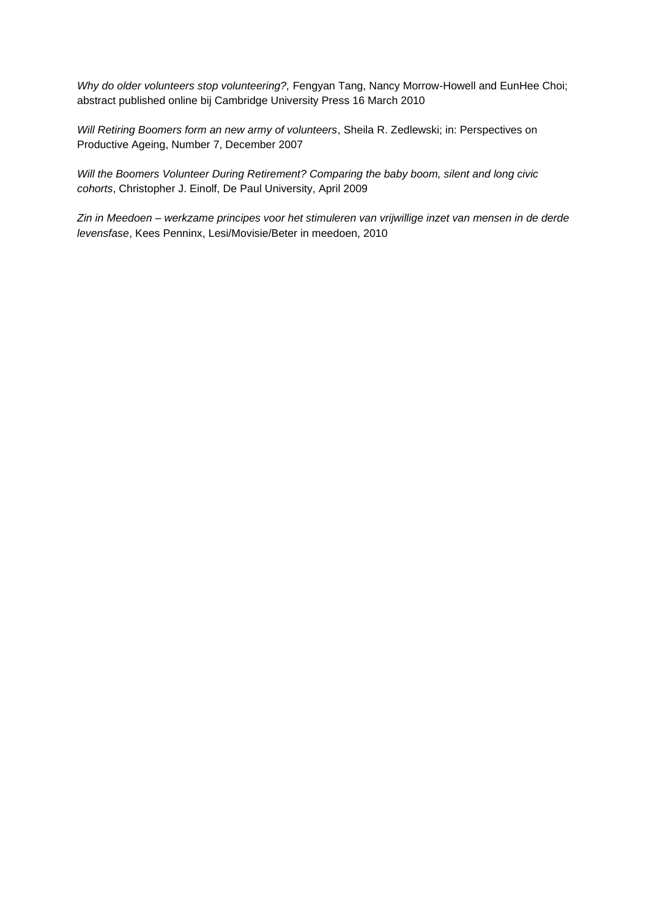*Why do older volunteers stop volunteering?,* Fengyan Tang, Nancy Morrow-Howell and EunHee Choi; abstract published online bij Cambridge University Press 16 March 2010

*Will Retiring Boomers form an new army of volunteers*, Sheila R. Zedlewski; in: Perspectives on Productive Ageing, Number 7, December 2007

*Will the Boomers Volunteer During Retirement? Comparing the baby boom, silent and long civic cohorts*, Christopher J. Einolf, De Paul University, April 2009

*Zin in Meedoen – werkzame principes voor het stimuleren van vrijwillige inzet van mensen in de derde levensfase*, Kees Penninx, Lesi/Movisie/Beter in meedoen, 2010